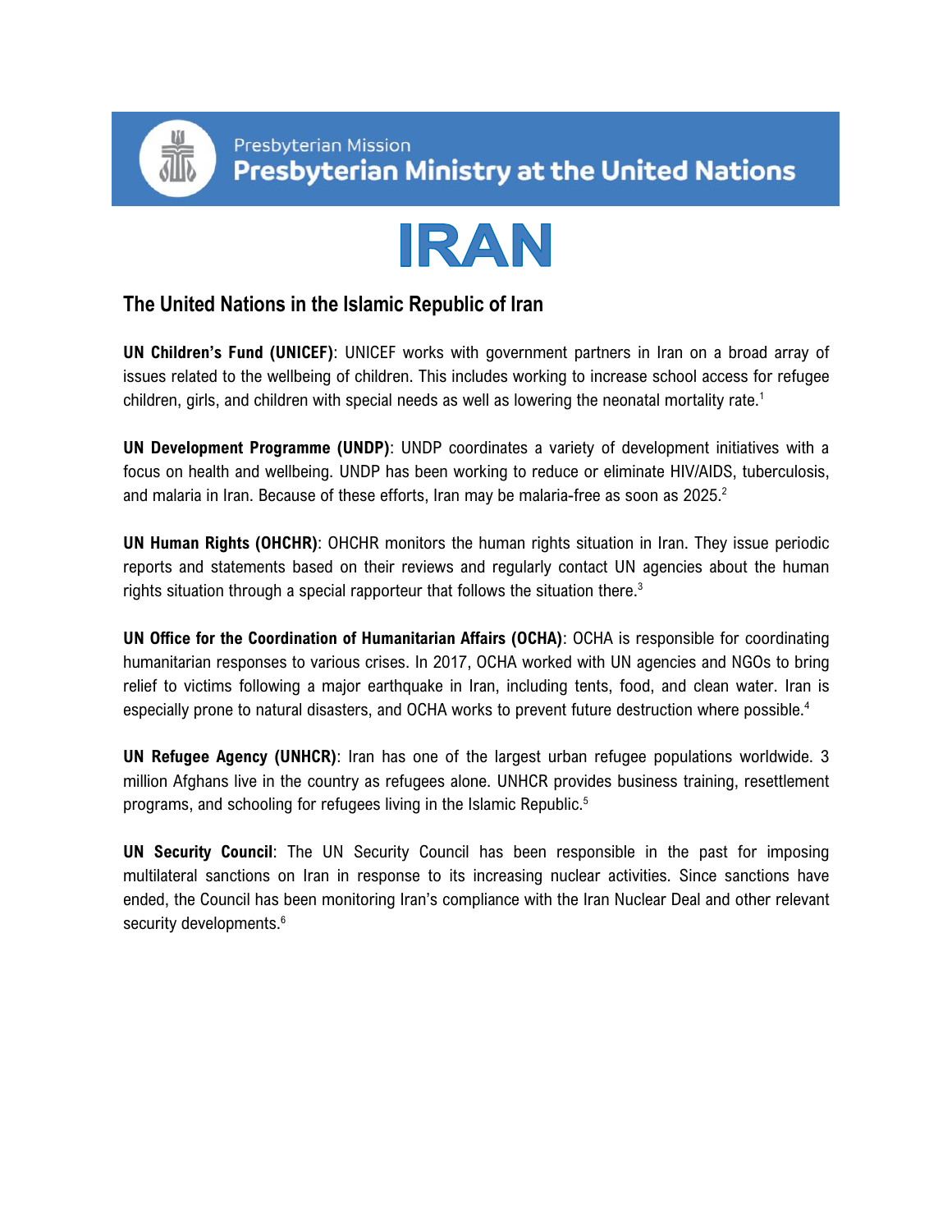Presbyterian Mission
**Presbyterian Ministry at the United Nations**

# IRAN

## The United Nations in the Islamic Republic of Iran

**UN Children's Fund (UNICEF)**: UNICEF works with government partners in Iran on a broad array of issues related to the wellbeing of children. This includes working to increase school access for refugee children, girls, and children with special needs as well as lowering the neonatal mortality rate.[1]

**UN Development Programme (UNDP)**: UNDP coordinates a variety of development initiatives with a focus on health and wellbeing. UNDP has been working to reduce or eliminate HIV/AIDS, tuberculosis, and malaria in Iran. Because of these efforts, Iran may be malaria-free as soon as 2025.[2]

**UN Human Rights (OHCHR)**: OHCHR monitors the human rights situation in Iran. They issue periodic reports and statements based on their reviews and regularly contact UN agencies about the human rights situation through a special rapporteur that follows the situation there.[3]

**UN Office for the Coordination of Humanitarian Affairs (OCHA)**: OCHA is responsible for coordinating humanitarian responses to various crises. In 2017, OCHA worked with UN agencies and NGOs to bring relief to victims following a major earthquake in Iran, including tents, food, and clean water. Iran is especially prone to natural disasters, and OCHA works to prevent future destruction where possible.[4]

**UN Refugee Agency (UNHCR)**: Iran has one of the largest urban refugee populations worldwide. 3 million Afghans live in the country as refugees alone. UNHCR provides business training, resettlement programs, and schooling for refugees living in the Islamic Republic.[5]

**UN Security Council**: The UN Security Council has been responsible in the past for imposing multilateral sanctions on Iran in response to its increasing nuclear activities. Since sanctions have ended, the Council has been monitoring Iran's compliance with the Iran Nuclear Deal and other relevant security developments.[6]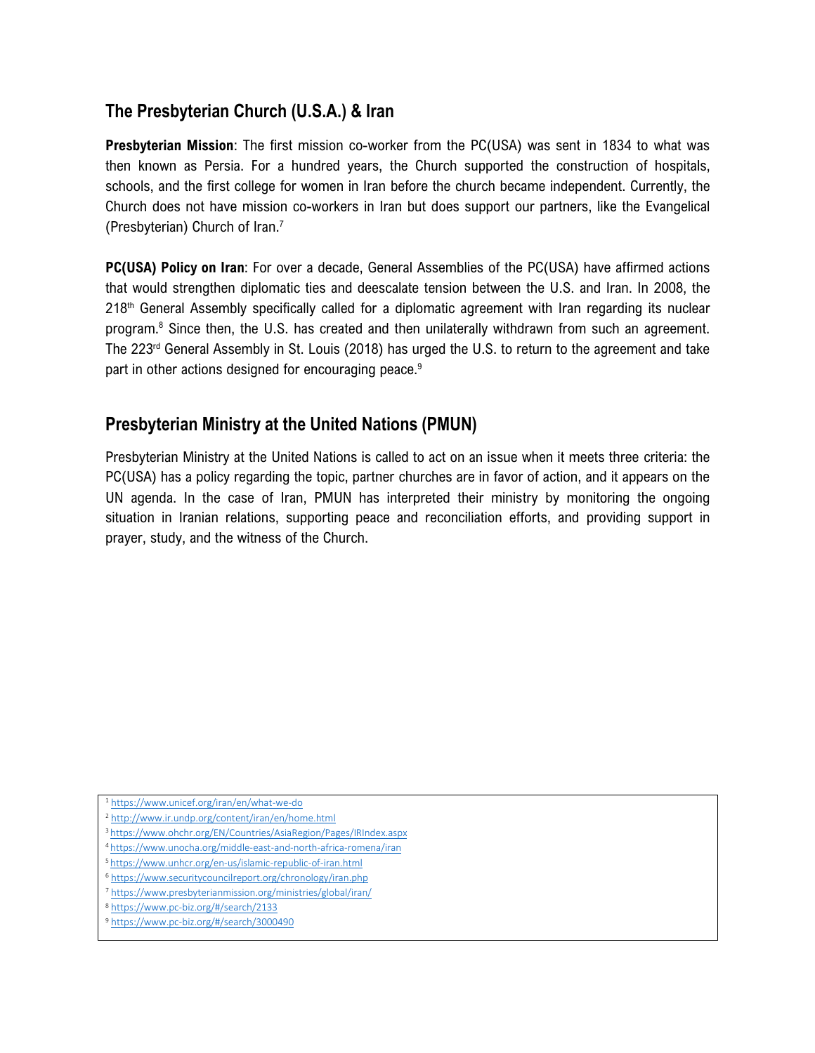## The Presbyterian Church (U.S.A.) & Iran

**Presbyterian Mission**: The first mission co-worker from the PC(USA) was sent in 1834 to what was then known as Persia. For a hundred years, the Church supported the construction of hospitals, schools, and the first college for women in Iran before the church became independent. Currently, the Church does not have mission co-workers in Iran but does support our partners, like the Evangelical (Presbyterian) Church of Iran.[7]

**PC(USA) Policy on Iran**: For over a decade, General Assemblies of the PC(USA) have affirmed actions that would strengthen diplomatic ties and deescalate tension between the U.S. and Iran. In 2008, the 218th General Assembly specifically called for a diplomatic agreement with Iran regarding its nuclear program.[8] Since then, the U.S. has created and then unilaterally withdrawn from such an agreement. The 223rd General Assembly in St. Louis (2018) has urged the U.S. to return to the agreement and take part in other actions designed for encouraging peace.[9]

## Presbyterian Ministry at the United Nations (PMUN)

Presbyterian Ministry at the United Nations is called to act on an issue when it meets three criteria: the PC(USA) has a policy regarding the topic, partner churches are in favor of action, and it appears on the UN agenda. In the case of Iran, PMUN has interpreted their ministry by monitoring the ongoing situation in Iranian relations, supporting peace and reconciliation efforts, and providing support in prayer, study, and the witness of the Church.

[1] https://www.unicef.org/iran/en/what-we-do
[2] http://www.ir.undp.org/content/iran/en/home.html
[3] https://www.ohchr.org/EN/Countries/AsiaRegion/Pages/IRIndex.aspx
[4] https://www.unocha.org/middle-east-and-north-africa-romena/iran
[5] https://www.unhcr.org/en-us/islamic-republic-of-iran.html
[6] https://www.securitycouncilreport.org/chronology/iran.php
[7] https://www.presbyterianmission.org/ministries/global/iran/
[8] https://www.pc-biz.org/#/search/2133
[9] https://www.pc-biz.org/#/search/3000490